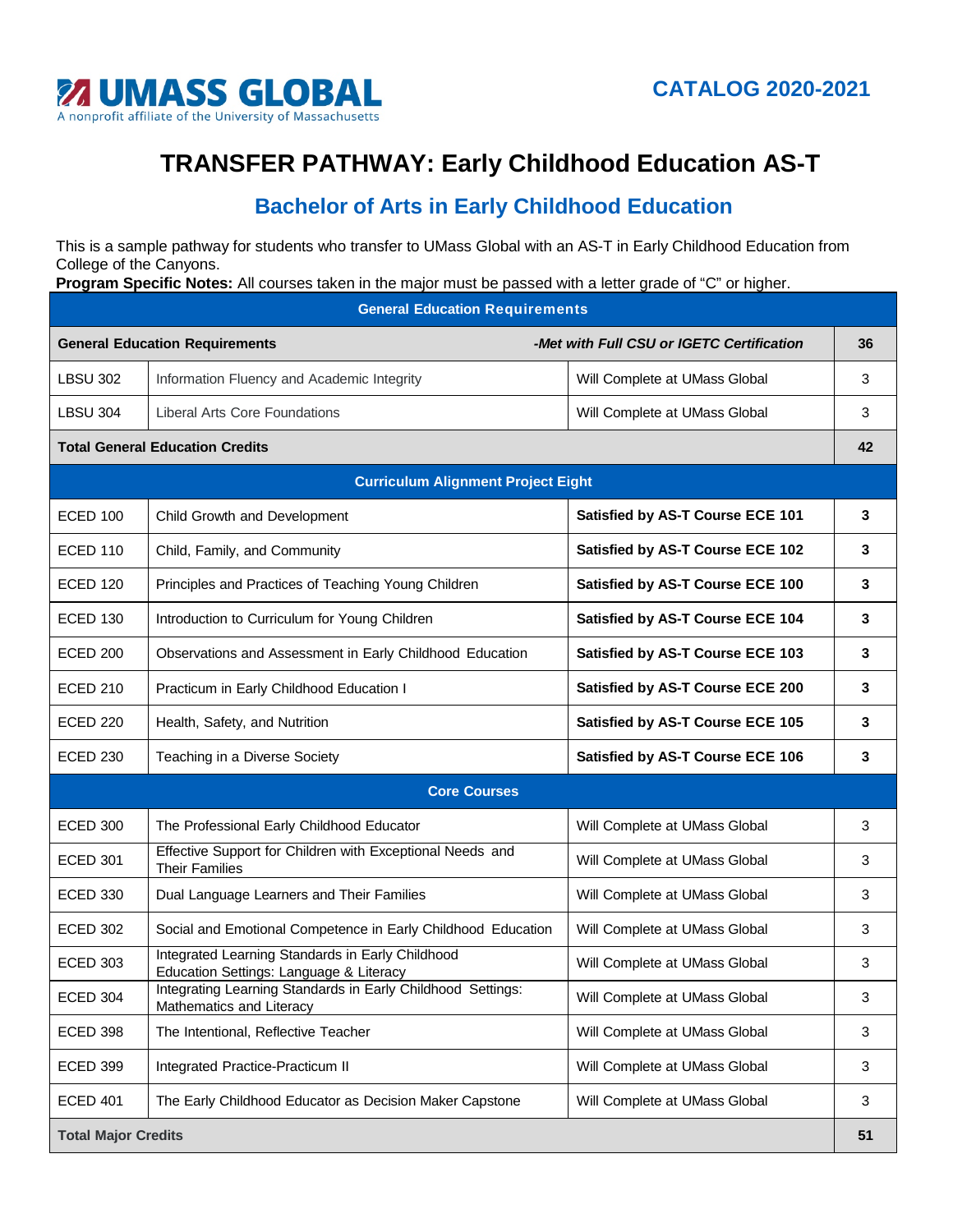UMASS GLOBAL
A nonprofit affiliate of the University of Massachusetts

CATALOG 2020-2021

# TRANSFER PATHWAY: Early Childhood Education AS-T

## Bachelor of Arts in Early Childhood Education

This is a sample pathway for students who transfer to UMass Global with an AS-T in Early Childhood Education from College of the Canyons.
**Program Specific Notes:** All courses taken in the major must be passed with a letter grade of "C" or higher.

| General Education Requirements | | | |
|---|---|---|---|
| **General Education Requirements** | | ***-Met with Full CSU or IGETC Certification*** | **36** |
| LBSU 302 | Information Fluency and Academic Integrity | Will Complete at UMass Global | 3 |
| LBSU 304 | Liberal Arts Core Foundations | Will Complete at UMass Global | 3 |
| **Total General Education Credits** | | | **42** |
| **Curriculum Alignment Project Eight** | | | |
| ECED 100 | Child Growth and Development | **Satisfied by AS-T Course ECE 101** | **3** |
| ECED 110 | Child, Family, and Community | **Satisfied by AS-T Course ECE 102** | **3** |
| ECED 120 | Principles and Practices of Teaching Young Children | **Satisfied by AS-T Course ECE 100** | **3** |
| ECED 130 | Introduction to Curriculum for Young Children | **Satisfied by AS-T Course ECE 104** | **3** |
| ECED 200 | Observations and Assessment in Early Childhood Education | **Satisfied by AS-T Course ECE 103** | **3** |
| ECED 210 | Practicum in Early Childhood Education I | **Satisfied by AS-T Course ECE 200** | **3** |
| ECED 220 | Health, Safety, and Nutrition | **Satisfied by AS-T Course ECE 105** | **3** |
| ECED 230 | Teaching in a Diverse Society | **Satisfied by AS-T Course ECE 106** | **3** |
| **Core Courses** | | | |
| ECED 300 | The Professional Early Childhood Educator | Will Complete at UMass Global | 3 |
| ECED 301 | Effective Support for Children with Exceptional Needs and Their Families | Will Complete at UMass Global | 3 |
| ECED 330 | Dual Language Learners and Their Families | Will Complete at UMass Global | 3 |
| ECED 302 | Social and Emotional Competence in Early Childhood Education | Will Complete at UMass Global | 3 |
| ECED 303 | Integrated Learning Standards in Early Childhood Education Settings: Language & Literacy | Will Complete at UMass Global | 3 |
| ECED 304 | Integrating Learning Standards in Early Childhood Settings: Mathematics and Literacy | Will Complete at UMass Global | 3 |
| ECED 398 | The Intentional, Reflective Teacher | Will Complete at UMass Global | 3 |
| ECED 399 | Integrated Practice-Practicum II | Will Complete at UMass Global | 3 |
| ECED 401 | The Early Childhood Educator as Decision Maker Capstone | Will Complete at UMass Global | 3 |
| **Total Major Credits** | | | **51** |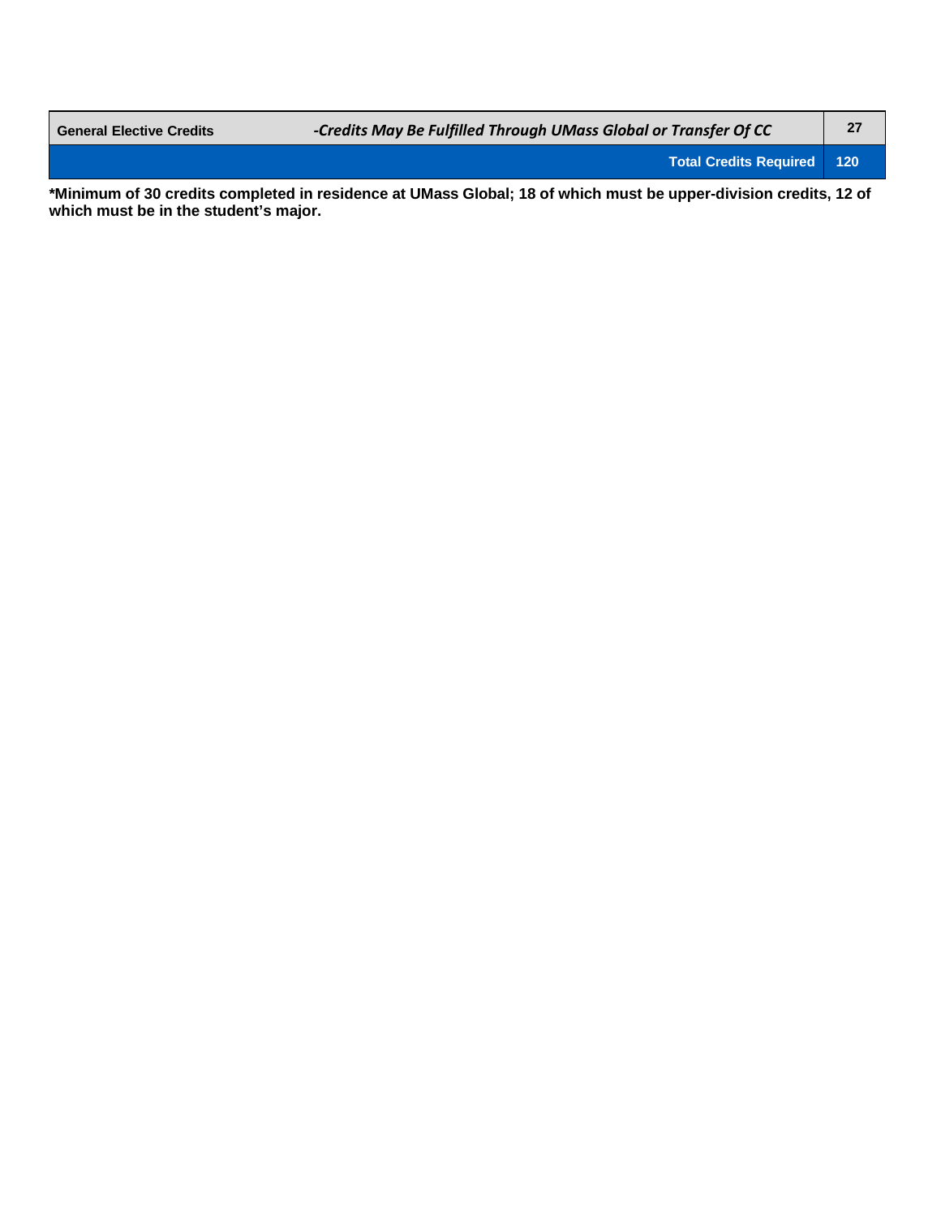| | | |
|---|---|---|
| **General Elective Credits** | ***-Credits May Be Fulfilled Through UMass Global or Transfer Of CC*** | **27** |
| | **Total Credits Required** | **120** |

**\*Minimum of 30 credits completed in residence at UMass Global; 18 of which must be upper-division credits, 12 of which must be in the student's major.**